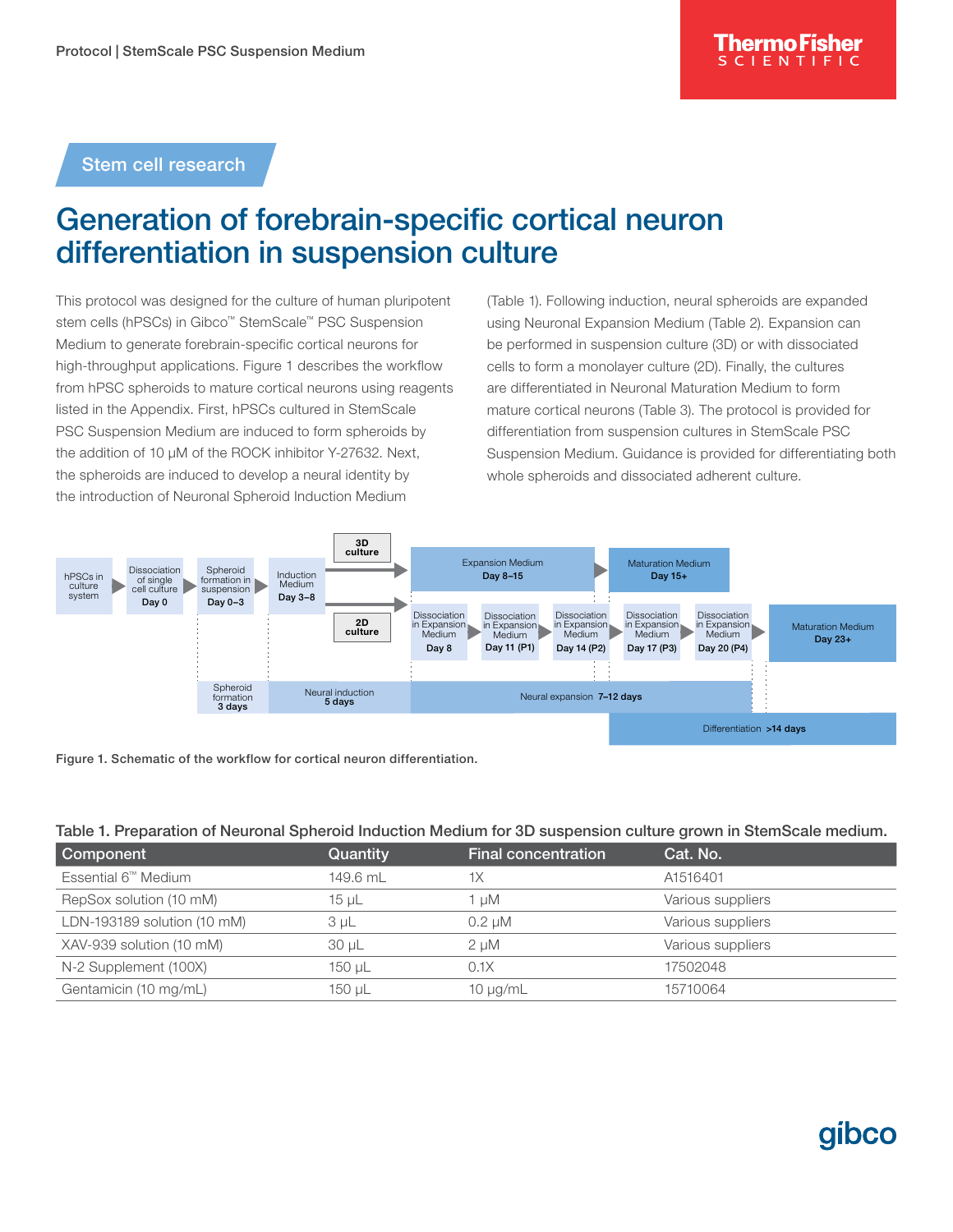Stem cell research

# Generation of forebrain-specific cortical neuron differentiation in suspension culture

This protocol was designed for the culture of human pluripotent stem cells (hPSCs) in Gibco™ StemScale™ PSC Suspension Medium to generate forebrain-specific cortical neurons for high-throughput applications. Figure 1 describes the workflow from hPSC spheroids to mature cortical neurons using reagents listed in the Appendix. First, hPSCs cultured in StemScale PSC Suspension Medium are induced to form spheroids by the addition of 10 µM of the ROCK inhibitor Y-27632. Next, the spheroids are induced to develop a neural identity by the introduction of Neuronal Spheroid Induction Medium (Table 1). Following induction, neural spheroids are expanded using Neuronal Expansion Medium (Table 2). Expansion can be performed in suspension culture (3D) or with dissociated cells to form a monolayer culture (2D). Finally, the cultures are differentiated in Neuronal Maturation Medium to form mature cortical neurons (Table 3). The protocol is provided for differentiation from suspension cultures in StemScale PSC Suspension Medium. Guidance is provided for differentiating both whole spheroids and dissociated adherent culture.

Figure 1. Schematic of the workflow for cortical neuron differentiation.

Table 1. Preparation of Neuronal Spheroid Induction Medium for 3D suspension culture grown in StemScale medium.

| Component | Quantity | Final concentration | Cat. No. |
|---|---|---|---|
| Essential 6™ Medium | 149.6 mL | 1X | A1516401 |
| RepSox solution (10 mM) | 15 µL | 1 µM | Various suppliers |
| LDN-193189 solution (10 mM) | 3 µL | 0.2 µM | Various suppliers |
| XAV-939 solution (10 mM) | 30 µL | 2 µM | Various suppliers |
| N-2 Supplement (100X) | 150 µL | 0.1X | 17502048 |
| Gentamicin (10 mg/mL) | 150 µL | 10 µg/mL | 15710064 |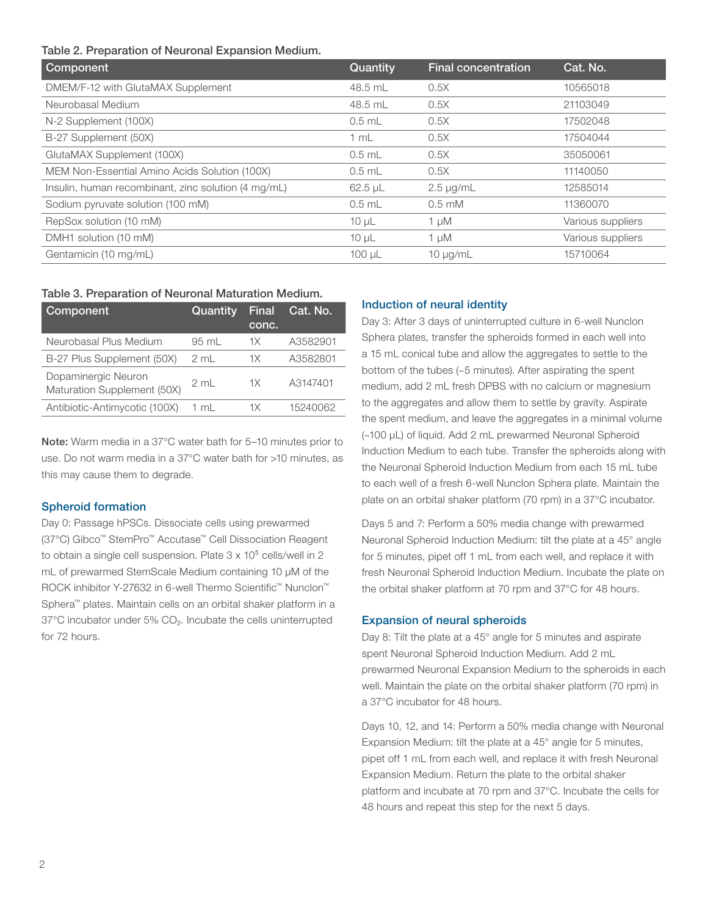Table 2. Preparation of Neuronal Expansion Medium.

| Component | Quantity | Final concentration | Cat. No. |
|---|---|---|---|
| DMEM/F-12 with GlutaMAX Supplement | 48.5 mL | 0.5X | 10565018 |
| Neurobasal Medium | 48.5 mL | 0.5X | 21103049 |
| N-2 Supplement (100X) | 0.5 mL | 0.5X | 17502048 |
| B-27 Supplement (50X) | 1 mL | 0.5X | 17504044 |
| GlutaMAX Supplement (100X) | 0.5 mL | 0.5X | 35050061 |
| MEM Non-Essential Amino Acids Solution (100X) | 0.5 mL | 0.5X | 11140050 |
| Insulin, human recombinant, zinc solution (4 mg/mL) | 62.5 µL | 2.5 µg/mL | 12585014 |
| Sodium pyruvate solution (100 mM) | 0.5 mL | 0.5 mM | 11360070 |
| RepSox solution (10 mM) | 10 µL | 1 µM | Various suppliers |
| DMH1 solution (10 mM) | 10 µL | 1 µM | Various suppliers |
| Gentamicin (10 mg/mL) | 100 µL | 10 µg/mL | 15710064 |

Table 3. Preparation of Neuronal Maturation Medium.

| Component | Quantity | Final conc. | Cat. No. |
|---|---|---|---|
| Neurobasal Plus Medium | 95 mL | 1X | A3582901 |
| B-27 Plus Supplement (50X) | 2 mL | 1X | A3582801 |
| Dopaminergic Neuron Maturation Supplement (50X) | 2 mL | 1X | A3147401 |
| Antibiotic-Antimycotic (100X) | 1 mL | 1X | 15240062 |

**Note:** Warm media in a 37°C water bath for 5–10 minutes prior to use. Do not warm media in a 37°C water bath for >10 minutes, as this may cause them to degrade.

## Spheroid formation

Day 0: Passage hPSCs. Dissociate cells using prewarmed (37°C) Gibco™ StemPro™ Accutase™ Cell Dissociation Reagent to obtain a single cell suspension. Plate 3 x $10^5$ cells/well in 2 mL of prewarmed StemScale Medium containing 10 µM of the ROCK inhibitor Y-27632 in 6-well Thermo Scientific™ Nunclon™ Sphera™ plates. Maintain cells on an orbital shaker platform in a 37°C incubator under 5% $CO_2$. Incubate the cells uninterrupted for 72 hours.

## Induction of neural identity

Day 3: After 3 days of uninterrupted culture in 6-well Nunclon Sphera plates, transfer the spheroids formed in each well into a 15 mL conical tube and allow the aggregates to settle to the bottom of the tubes (~5 minutes). After aspirating the spent medium, add 2 mL fresh DPBS with no calcium or magnesium to the aggregates and allow them to settle by gravity. Aspirate the spent medium, and leave the aggregates in a minimal volume (~100 µL) of liquid. Add 2 mL prewarmed Neuronal Spheroid Induction Medium to each tube. Transfer the spheroids along with the Neuronal Spheroid Induction Medium from each 15 mL tube to each well of a fresh 6-well Nunclon Sphera plate. Maintain the plate on an orbital shaker platform (70 rpm) in a 37°C incubator.

Days 5 and 7: Perform a 50% media change with prewarmed Neuronal Spheroid Induction Medium: tilt the plate at a 45° angle for 5 minutes, pipet off 1 mL from each well, and replace it with fresh Neuronal Spheroid Induction Medium. Incubate the plate on the orbital shaker platform at 70 rpm and 37°C for 48 hours.

## Expansion of neural spheroids

Day 8: Tilt the plate at a 45° angle for 5 minutes and aspirate spent Neuronal Spheroid Induction Medium. Add 2 mL prewarmed Neuronal Expansion Medium to the spheroids in each well. Maintain the plate on the orbital shaker platform (70 rpm) in a 37°C incubator for 48 hours.

Days 10, 12, and 14: Perform a 50% media change with Neuronal Expansion Medium: tilt the plate at a 45° angle for 5 minutes, pipet off 1 mL from each well, and replace it with fresh Neuronal Expansion Medium. Return the plate to the orbital shaker platform and incubate at 70 rpm and 37°C. Incubate the cells for 48 hours and repeat this step for the next 5 days.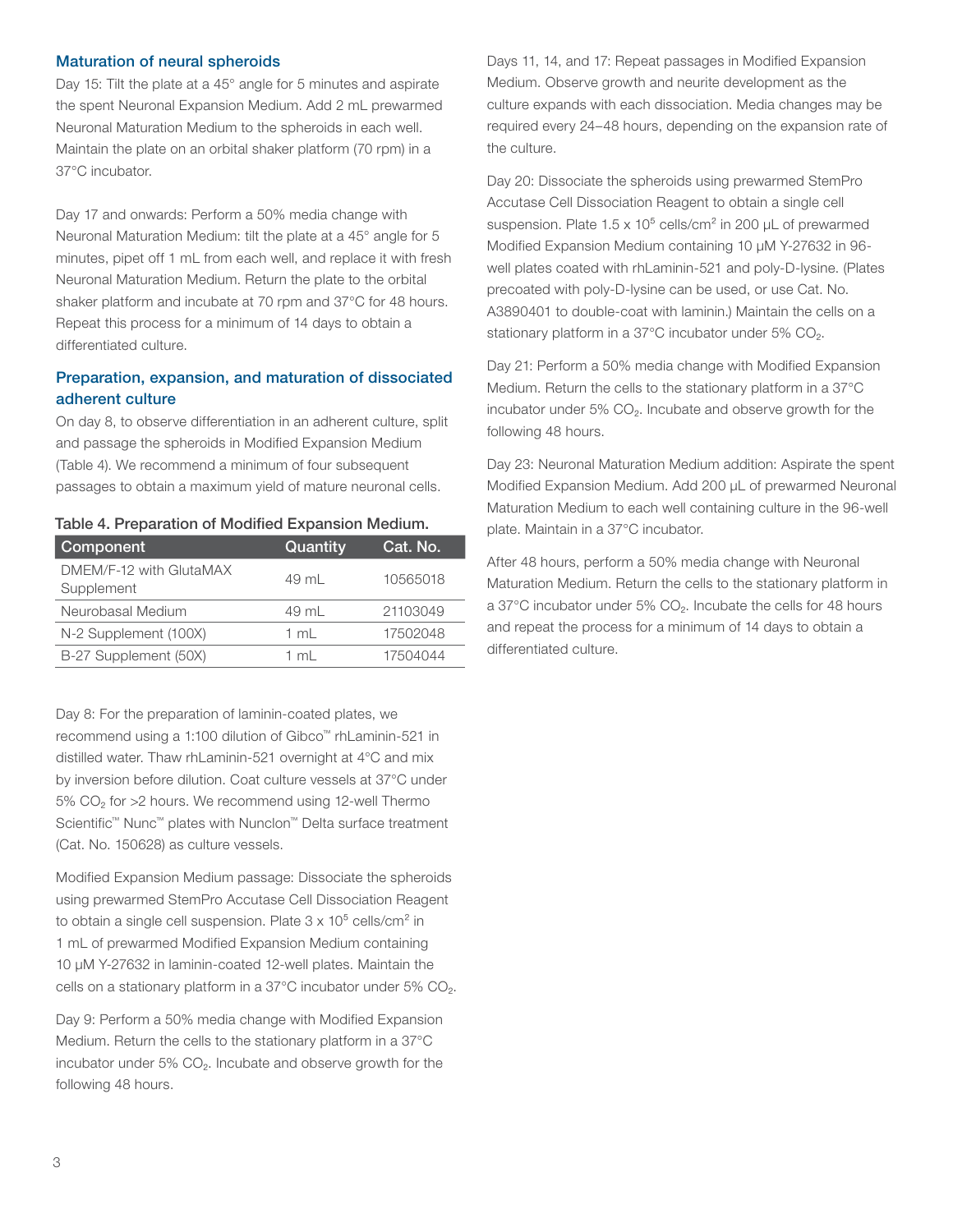## Maturation of neural spheroids

Day 15: Tilt the plate at a 45° angle for 5 minutes and aspirate the spent Neuronal Expansion Medium. Add 2 mL prewarmed Neuronal Maturation Medium to the spheroids in each well. Maintain the plate on an orbital shaker platform (70 rpm) in a 37°C incubator.

Day 17 and onwards: Perform a 50% media change with Neuronal Maturation Medium: tilt the plate at a 45° angle for 5 minutes, pipet off 1 mL from each well, and replace it with fresh Neuronal Maturation Medium. Return the plate to the orbital shaker platform and incubate at 70 rpm and 37°C for 48 hours. Repeat this process for a minimum of 14 days to obtain a differentiated culture.

## Preparation, expansion, and maturation of dissociated adherent culture

On day 8, to observe differentiation in an adherent culture, split and passage the spheroids in Modified Expansion Medium (Table 4). We recommend a minimum of four subsequent passages to obtain a maximum yield of mature neuronal cells.

**Table 4. Preparation of Modified Expansion Medium.**

| Component | Quantity | Cat. No. |
|---|---|---|
| DMEM/F-12 with GlutaMAX Supplement | 49 mL | 10565018 |
| Neurobasal Medium | 49 mL | 21103049 |
| N-2 Supplement (100X) | 1 mL | 17502048 |
| B-27 Supplement (50X) | 1 mL | 17504044 |

Day 8: For the preparation of laminin-coated plates, we recommend using a 1:100 dilution of Gibco™ rhLaminin-521 in distilled water. Thaw rhLaminin-521 overnight at 4°C and mix by inversion before dilution. Coat culture vessels at 37°C under 5% $CO_2$ for >2 hours. We recommend using 12-well Thermo Scientific™ Nunc™ plates with Nunclon™ Delta surface treatment (Cat. No. 150628) as culture vessels.

Modified Expansion Medium passage: Dissociate the spheroids using prewarmed StemPro Accutase Cell Dissociation Reagent to obtain a single cell suspension. Plate 3 x $10^5$ cells/cm$^2$ in 1 mL of prewarmed Modified Expansion Medium containing 10 µM Y-27632 in laminin-coated 12-well plates. Maintain the cells on a stationary platform in a 37°C incubator under 5% $CO_2$.

Day 9: Perform a 50% media change with Modified Expansion Medium. Return the cells to the stationary platform in a 37°C incubator under 5% $CO_2$. Incubate and observe growth for the following 48 hours.

Days 11, 14, and 17: Repeat passages in Modified Expansion Medium. Observe growth and neurite development as the culture expands with each dissociation. Media changes may be required every 24–48 hours, depending on the expansion rate of the culture.

Day 20: Dissociate the spheroids using prewarmed StemPro Accutase Cell Dissociation Reagent to obtain a single cell suspension. Plate 1.5 x $10^5$ cells/cm$^2$ in 200 µL of prewarmed Modified Expansion Medium containing 10 µM Y-27632 in 96-well plates coated with rhLaminin-521 and poly-D-lysine. (Plates precoated with poly-D-lysine can be used, or use Cat. No. A3890401 to double-coat with laminin.) Maintain the cells on a stationary platform in a 37°C incubator under 5% $CO_2$.

Day 21: Perform a 50% media change with Modified Expansion Medium. Return the cells to the stationary platform in a 37°C incubator under 5% $CO_2$. Incubate and observe growth for the following 48 hours.

Day 23: Neuronal Maturation Medium addition: Aspirate the spent Modified Expansion Medium. Add 200 µL of prewarmed Neuronal Maturation Medium to each well containing culture in the 96-well plate. Maintain in a 37°C incubator.

After 48 hours, perform a 50% media change with Neuronal Maturation Medium. Return the cells to the stationary platform in a 37°C incubator under 5% $CO_2$. Incubate the cells for 48 hours and repeat the process for a minimum of 14 days to obtain a differentiated culture.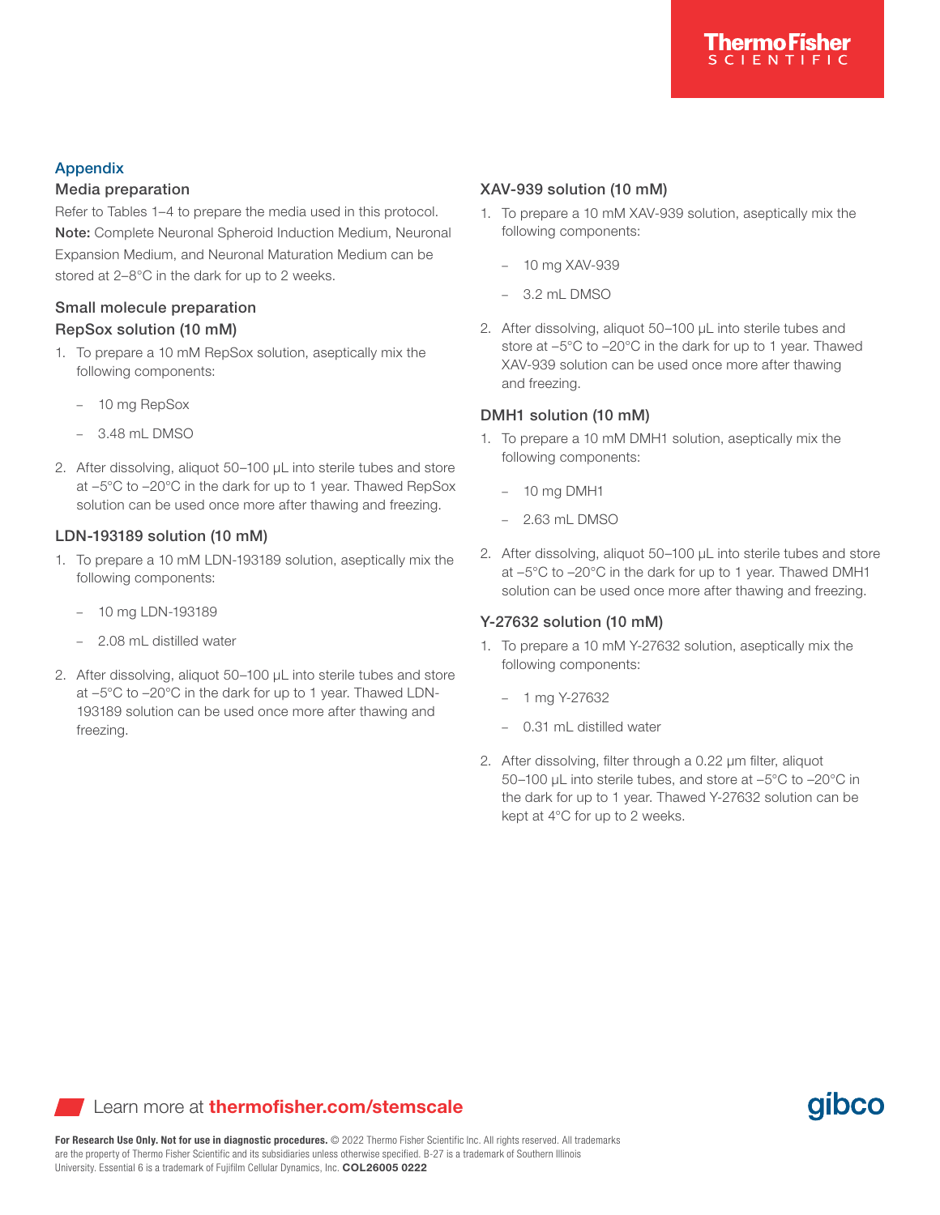## Appendix

### Media preparation

Refer to Tables 1–4 to prepare the media used in this protocol.

**Note:** Complete Neuronal Spheroid Induction Medium, Neuronal Expansion Medium, and Neuronal Maturation Medium can be stored at 2–8°C in the dark for up to 2 weeks.

### Small molecule preparation

#### RepSox solution (10 mM)

1. To prepare a 10 mM RepSox solution, aseptically mix the following components:
   - 10 mg RepSox
   - 3.48 mL DMSO
2. After dissolving, aliquot 50–100 µL into sterile tubes and store at –5°C to –20°C in the dark for up to 1 year. Thawed RepSox solution can be used once more after thawing and freezing.

#### LDN-193189 solution (10 mM)

1. To prepare a 10 mM LDN-193189 solution, aseptically mix the following components:
   - 10 mg LDN-193189
   - 2.08 mL distilled water
2. After dissolving, aliquot 50–100 µL into sterile tubes and store at –5°C to –20°C in the dark for up to 1 year. Thawed LDN-193189 solution can be used once more after thawing and freezing.

#### XAV-939 solution (10 mM)

1. To prepare a 10 mM XAV-939 solution, aseptically mix the following components:
   - 10 mg XAV-939
   - 3.2 mL DMSO
2. After dissolving, aliquot 50–100 µL into sterile tubes and store at –5°C to –20°C in the dark for up to 1 year. Thawed XAV-939 solution can be used once more after thawing and freezing.

#### DMH1 solution (10 mM)

1. To prepare a 10 mM DMH1 solution, aseptically mix the following components:
   - 10 mg DMH1
   - 2.63 mL DMSO
2. After dissolving, aliquot 50–100 µL into sterile tubes and store at –5°C to –20°C in the dark for up to 1 year. Thawed DMH1 solution can be used once more after thawing and freezing.

#### Y-27632 solution (10 mM)

1. To prepare a 10 mM Y-27632 solution, aseptically mix the following components:
   - 1 mg Y-27632
   - 0.31 mL distilled water
2. After dissolving, filter through a 0.22 µm filter, aliquot 50–100 µL into sterile tubes, and store at –5°C to –20°C in the dark for up to 1 year. Thawed Y-27632 solution can be kept at 4°C for up to 2 weeks.

Learn more at **thermofisher.com/stemscale**

**For Research Use Only. Not for use in diagnostic procedures.** © 2022 Thermo Fisher Scientific Inc. All rights reserved. All trademarks are the property of Thermo Fisher Scientific and its subsidiaries unless otherwise specified. B-27 is a trademark of Southern Illinois University. Essential 6 is a trademark of Fujifilm Cellular Dynamics, Inc. **COL26005 0222**